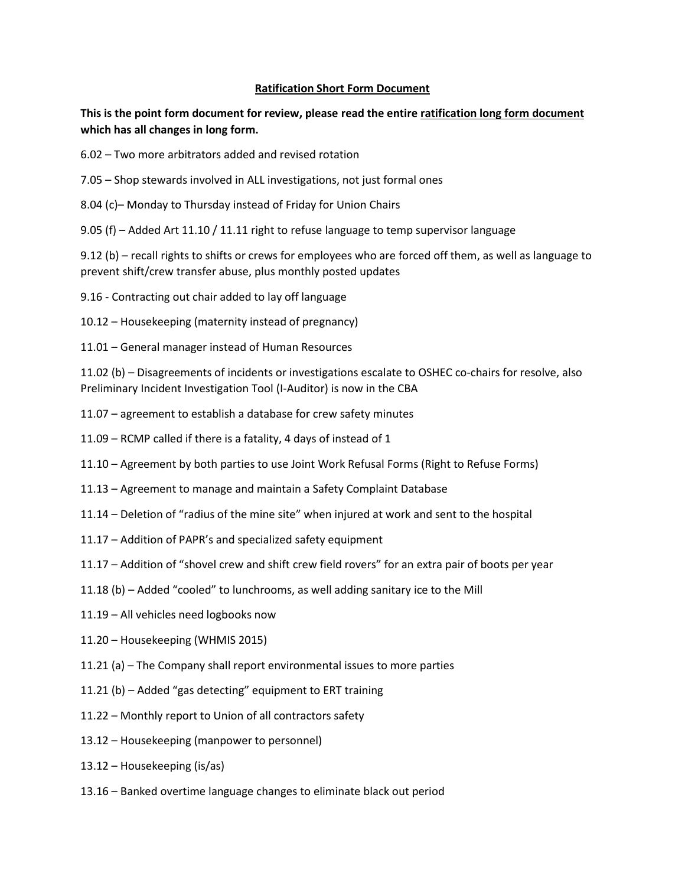**Ratification Short Form Document**

**This is the point form document for review, please read the entire ratification long form document which has all changes in long form.**

6.02 – Two more arbitrators added and revised rotation

7.05 – Shop stewards involved in ALL investigations, not just formal ones

8.04 (c)– Monday to Thursday instead of Friday for Union Chairs

9.05 (f) – Added Art 11.10 / 11.11 right to refuse language to temp supervisor language

9.12 (b) – recall rights to shifts or crews for employees who are forced off them, as well as language to prevent shift/crew transfer abuse, plus monthly posted updates

9.16 - Contracting out chair added to lay off language

10.12 – Housekeeping (maternity instead of pregnancy)

11.01 – General manager instead of Human Resources

11.02 (b) – Disagreements of incidents or investigations escalate to OSHEC co-chairs for resolve, also Preliminary Incident Investigation Tool (I-Auditor) is now in the CBA

11.07 – agreement to establish a database for crew safety minutes

11.09 – RCMP called if there is a fatality, 4 days of instead of 1

11.10 – Agreement by both parties to use Joint Work Refusal Forms (Right to Refuse Forms)

11.13 – Agreement to manage and maintain a Safety Complaint Database

11.14 – Deletion of "radius of the mine site" when injured at work and sent to the hospital

11.17 – Addition of PAPR's and specialized safety equipment

11.17 – Addition of "shovel crew and shift crew field rovers" for an extra pair of boots per year

11.18 (b) – Added "cooled" to lunchrooms, as well adding sanitary ice to the Mill

11.19 – All vehicles need logbooks now

11.20 – Housekeeping (WHMIS 2015)

11.21 (a) – The Company shall report environmental issues to more parties

11.21 (b) – Added "gas detecting" equipment to ERT training

11.22 – Monthly report to Union of all contractors safety

13.12 – Housekeeping (manpower to personnel)

13.12 – Housekeeping (is/as)

13.16 – Banked overtime language changes to eliminate black out period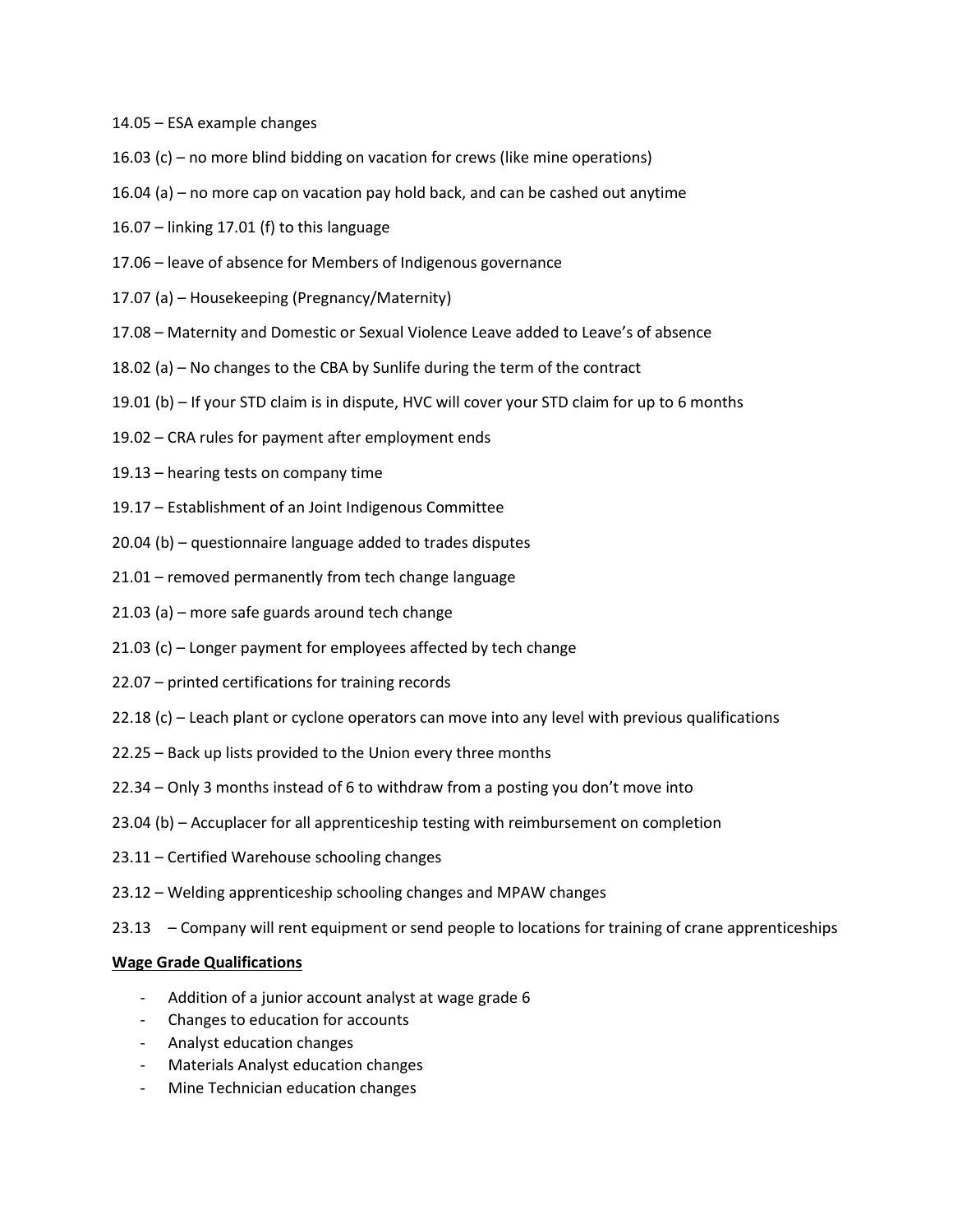14.05 – ESA example changes

16.03 (c) – no more blind bidding on vacation for crews (like mine operations)

16.04 (a) – no more cap on vacation pay hold back, and can be cashed out anytime

16.07 – linking 17.01 (f) to this language

17.06 – leave of absence for Members of Indigenous governance

17.07 (a) – Housekeeping (Pregnancy/Maternity)

17.08 – Maternity and Domestic or Sexual Violence Leave added to Leave's of absence

18.02 (a) – No changes to the CBA by Sunlife during the term of the contract

19.01 (b) – If your STD claim is in dispute, HVC will cover your STD claim for up to 6 months

19.02 – CRA rules for payment after employment ends

19.13 – hearing tests on company time

19.17 – Establishment of an Joint Indigenous Committee

20.04 (b) – questionnaire language added to trades disputes

21.01 – removed permanently from tech change language

21.03 (a) – more safe guards around tech change

21.03 (c) – Longer payment for employees affected by tech change

22.07 – printed certifications for training records

22.18 (c) – Leach plant or cyclone operators can move into any level with previous qualifications

22.25 – Back up lists provided to the Union every three months

22.34 – Only 3 months instead of 6 to withdraw from a posting you don't move into

23.04 (b) – Accuplacer for all apprenticeship testing with reimbursement on completion

23.11 – Certified Warehouse schooling changes

23.12 – Welding apprenticeship schooling changes and MPAW changes

23.13 – Company will rent equipment or send people to locations for training of crane apprenticeships

**Wage Grade Qualifications**

- Addition of a junior account analyst at wage grade 6
- Changes to education for accounts
- Analyst education changes
- Materials Analyst education changes
- Mine Technician education changes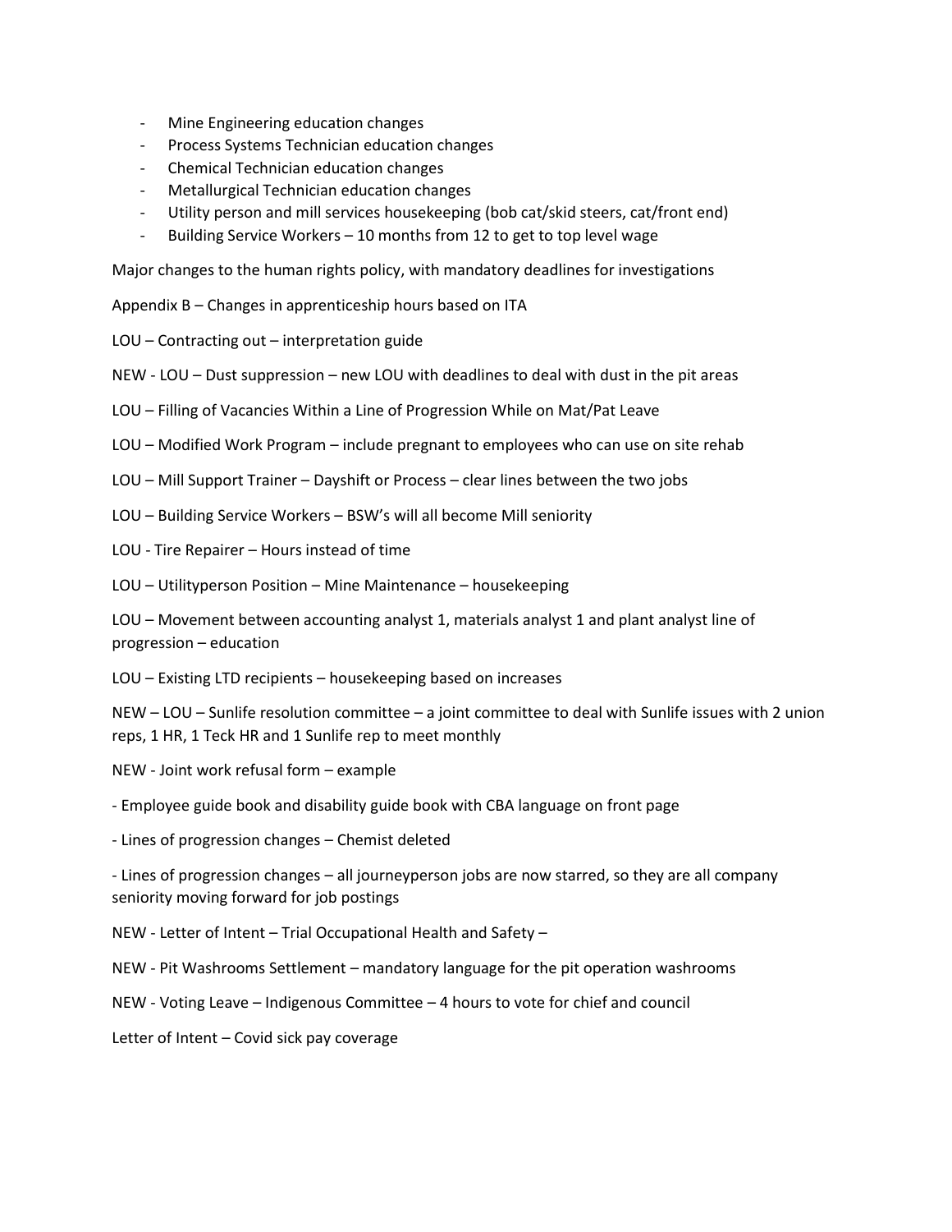- Mine Engineering education changes
- Process Systems Technician education changes
- Chemical Technician education changes
- Metallurgical Technician education changes
- Utility person and mill services housekeeping (bob cat/skid steers, cat/front end)
- Building Service Workers – 10 months from 12 to get to top level wage

Major changes to the human rights policy, with mandatory deadlines for investigations

Appendix B – Changes in apprenticeship hours based on ITA

LOU – Contracting out – interpretation guide

NEW - LOU – Dust suppression – new LOU with deadlines to deal with dust in the pit areas

LOU – Filling of Vacancies Within a Line of Progression While on Mat/Pat Leave

LOU – Modified Work Program – include pregnant to employees who can use on site rehab

LOU – Mill Support Trainer – Dayshift or Process – clear lines between the two jobs

LOU – Building Service Workers – BSW's will all become Mill seniority

LOU - Tire Repairer – Hours instead of time

LOU – Utilityperson Position – Mine Maintenance – housekeeping

LOU – Movement between accounting analyst 1, materials analyst 1 and plant analyst line of progression – education

LOU – Existing LTD recipients – housekeeping based on increases

NEW – LOU – Sunlife resolution committee – a joint committee to deal with Sunlife issues with 2 union reps, 1 HR, 1 Teck HR and 1 Sunlife rep to meet monthly

NEW - Joint work refusal form – example

- Employee guide book and disability guide book with CBA language on front page

- Lines of progression changes – Chemist deleted

- Lines of progression changes – all journeyperson jobs are now starred, so they are all company seniority moving forward for job postings

NEW - Letter of Intent – Trial Occupational Health and Safety –

NEW - Pit Washrooms Settlement – mandatory language for the pit operation washrooms

NEW - Voting Leave – Indigenous Committee – 4 hours to vote for chief and council

Letter of Intent – Covid sick pay coverage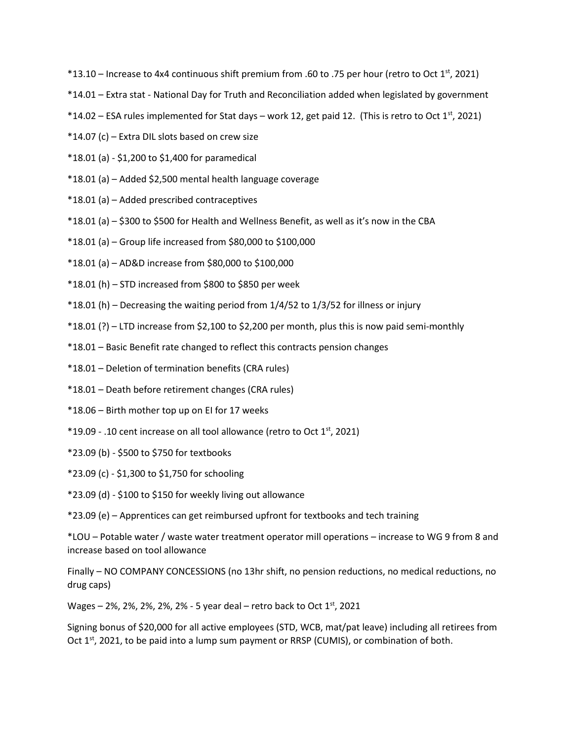*13.10 – Increase to 4x4 continuous shift premium from .60 to .75 per hour (retro to Oct 1st, 2021)

*14.01 – Extra stat - National Day for Truth and Reconciliation added when legislated by government

*14.02 – ESA rules implemented for Stat days – work 12, get paid 12. (This is retro to Oct 1st, 2021)

*14.07 (c) – Extra DIL slots based on crew size

*18.01 (a) - $1,200 to $1,400 for paramedical

*18.01 (a) – Added $2,500 mental health language coverage

*18.01 (a) – Added prescribed contraceptives

*18.01 (a) – $300 to $500 for Health and Wellness Benefit, as well as it's now in the CBA

*18.01 (a) – Group life increased from $80,000 to $100,000

*18.01 (a) – AD&D increase from $80,000 to $100,000

*18.01 (h) – STD increased from $800 to $850 per week

*18.01 (h) – Decreasing the waiting period from 1/4/52 to 1/3/52 for illness or injury

*18.01 (?) – LTD increase from $2,100 to $2,200 per month, plus this is now paid semi-monthly

*18.01 – Basic Benefit rate changed to reflect this contracts pension changes

*18.01 – Deletion of termination benefits (CRA rules)

*18.01 – Death before retirement changes (CRA rules)

*18.06 – Birth mother top up on EI for 17 weeks

*19.09 - .10 cent increase on all tool allowance (retro to Oct 1st, 2021)

*23.09 (b) - $500 to $750 for textbooks

*23.09 (c) - $1,300 to $1,750 for schooling

*23.09 (d) - $100 to $150 for weekly living out allowance

*23.09 (e) – Apprentices can get reimbursed upfront for textbooks and tech training

*LOU – Potable water / waste water treatment operator mill operations – increase to WG 9 from 8 and increase based on tool allowance

Finally – NO COMPANY CONCESSIONS (no 13hr shift, no pension reductions, no medical reductions, no drug caps)

Wages – 2%, 2%, 2%, 2%, 2% - 5 year deal – retro back to Oct 1st, 2021

Signing bonus of $20,000 for all active employees (STD, WCB, mat/pat leave) including all retirees from Oct 1st, 2021, to be paid into a lump sum payment or RRSP (CUMIS), or combination of both.